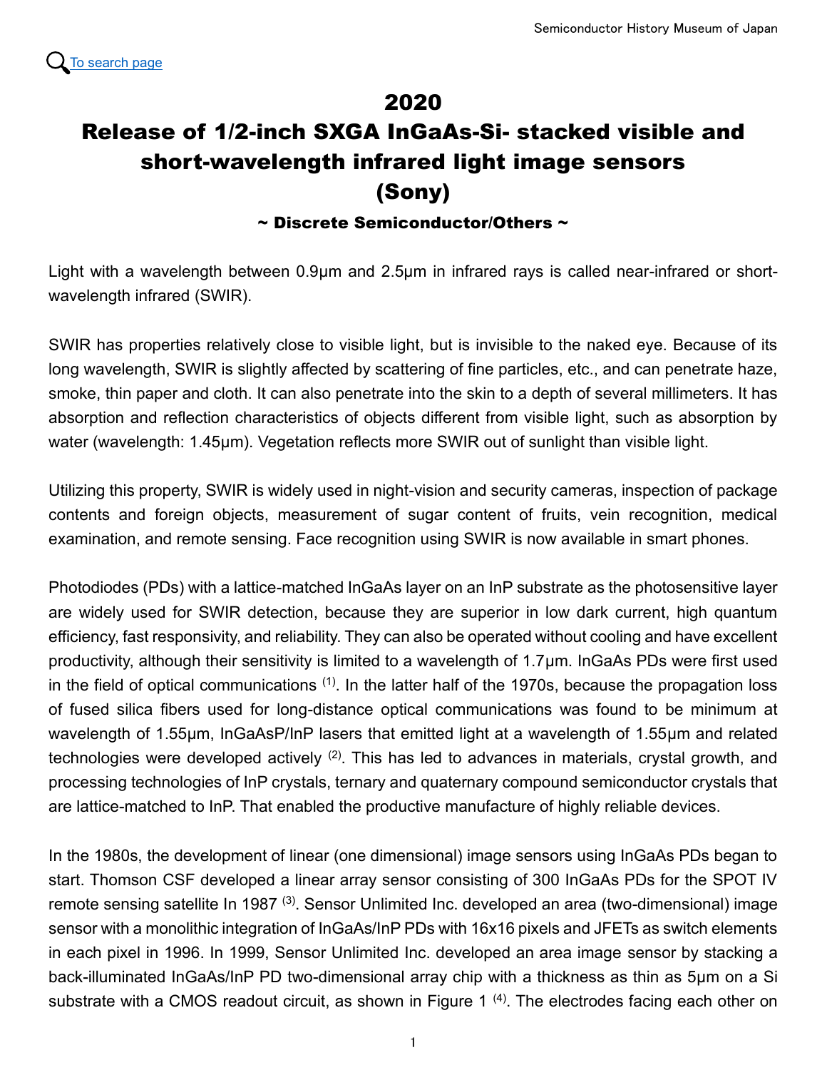[To search page](#)

# 2020
# Release of 1/2-inch SXGA InGaAs-Si- stacked visible and short-wavelength infrared light image sensors (Sony)

### ~ Discrete Semiconductor/Others ~

Light with a wavelength between 0.9μm and 2.5μm in infrared rays is called near-infrared or short-wavelength infrared (SWIR).

SWIR has properties relatively close to visible light, but is invisible to the naked eye. Because of its long wavelength, SWIR is slightly affected by scattering of fine particles, etc., and can penetrate haze, smoke, thin paper and cloth. It can also penetrate into the skin to a depth of several millimeters. It has absorption and reflection characteristics of objects different from visible light, such as absorption by water (wavelength: 1.45μm). Vegetation reflects more SWIR out of sunlight than visible light.

Utilizing this property, SWIR is widely used in night-vision and security cameras, inspection of package contents and foreign objects, measurement of sugar content of fruits, vein recognition, medical examination, and remote sensing. Face recognition using SWIR is now available in smart phones.

Photodiodes (PDs) with a lattice-matched InGaAs layer on an InP substrate as the photosensitive layer are widely used for SWIR detection, because they are superior in low dark current, high quantum efficiency, fast responsivity, and reliability. They can also be operated without cooling and have excellent productivity, although their sensitivity is limited to a wavelength of 1.7μm. InGaAs PDs were first used in the field of optical communications (1). In the latter half of the 1970s, because the propagation loss of fused silica fibers used for long-distance optical communications was found to be minimum at wavelength of 1.55μm, InGaAsP/InP lasers that emitted light at a wavelength of 1.55μm and related technologies were developed actively (2). This has led to advances in materials, crystal growth, and processing technologies of InP crystals, ternary and quaternary compound semiconductor crystals that are lattice-matched to InP. That enabled the productive manufacture of highly reliable devices.

In the 1980s, the development of linear (one dimensional) image sensors using InGaAs PDs began to start. Thomson CSF developed a linear array sensor consisting of 300 InGaAs PDs for the SPOT IV remote sensing satellite In 1987 (3). Sensor Unlimited Inc. developed an area (two-dimensional) image sensor with a monolithic integration of InGaAs/InP PDs with 16x16 pixels and JFETs as switch elements in each pixel in 1996. In 1999, Sensor Unlimited Inc. developed an area image sensor by stacking a back-illuminated InGaAs/InP PD two-dimensional array chip with a thickness as thin as 5μm on a Si substrate with a CMOS readout circuit, as shown in Figure 1 (4). The electrodes facing each other on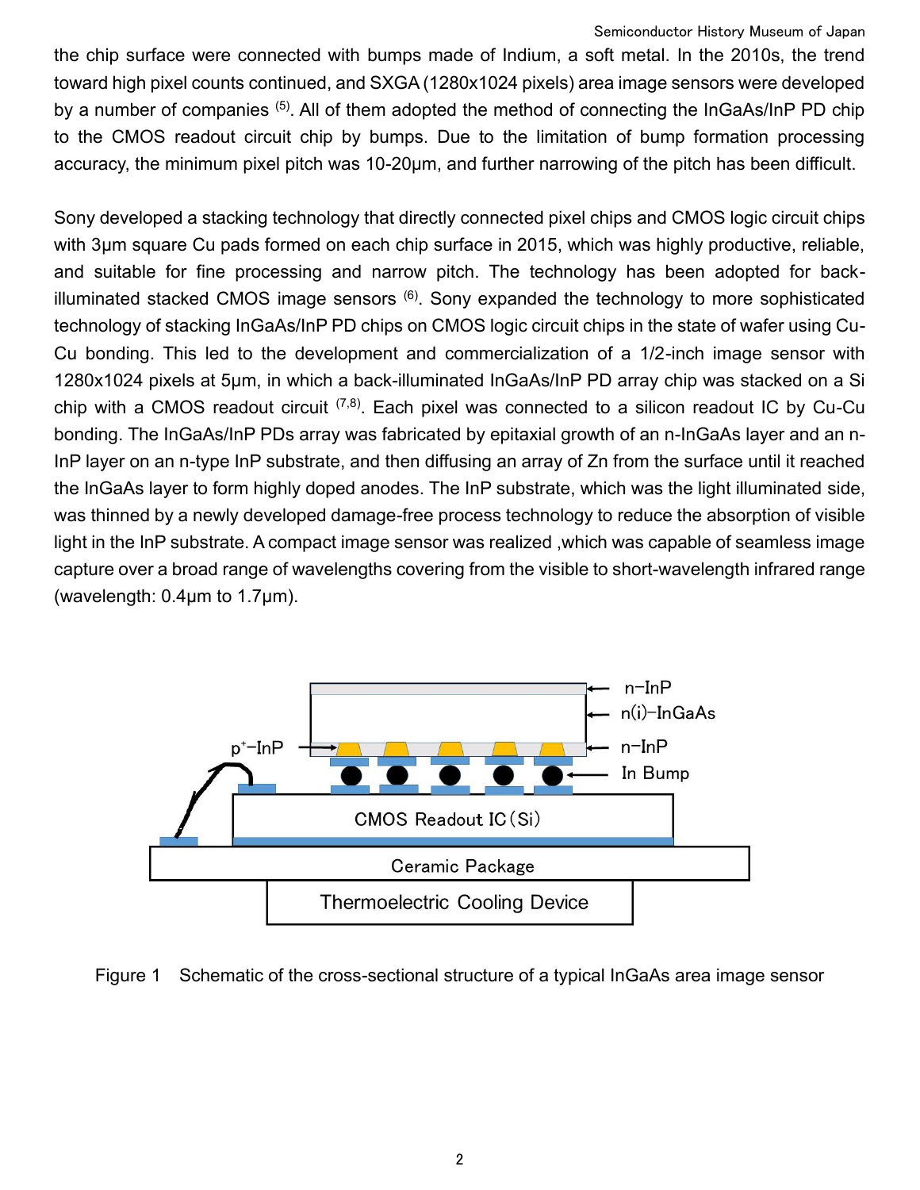the chip surface were connected with bumps made of Indium, a soft metal. In the 2010s, the trend toward high pixel counts continued, and SXGA (1280x1024 pixels) area image sensors were developed by a number of companies [5]. All of them adopted the method of connecting the InGaAs/InP PD chip to the CMOS readout circuit chip by bumps. Due to the limitation of bump formation processing accuracy, the minimum pixel pitch was 10-20μm, and further narrowing of the pitch has been difficult.

Sony developed a stacking technology that directly connected pixel chips and CMOS logic circuit chips with 3μm square Cu pads formed on each chip surface in 2015, which was highly productive, reliable, and suitable for fine processing and narrow pitch. The technology has been adopted for back-illuminated stacked CMOS image sensors [6]. Sony expanded the technology to more sophisticated technology of stacking InGaAs/InP PD chips on CMOS logic circuit chips in the state of wafer using Cu-Cu bonding. This led to the development and commercialization of a 1/2-inch image sensor with 1280x1024 pixels at 5μm, in which a back-illuminated InGaAs/InP PD array chip was stacked on a Si chip with a CMOS readout circuit [7,8]. Each pixel was connected to a silicon readout IC by Cu-Cu bonding. The InGaAs/InP PDs array was fabricated by epitaxial growth of an n-InGaAs layer and an n-InP layer on an n-type InP substrate, and then diffusing an array of Zn from the surface until it reached the InGaAs layer to form highly doped anodes. The InP substrate, which was the light illuminated side, was thinned by a newly developed damage-free process technology to reduce the absorption of visible light in the InP substrate. A compact image sensor was realized ,which was capable of seamless image capture over a broad range of wavelengths covering from the visible to short-wavelength infrared range (wavelength: 0.4μm to 1.7μm).

n−InP

n(i)−InGaAs

$p^+$−InP

n−InP

In Bump

CMOS Readout IC (Si)

Ceramic Package

Thermoelectric Cooling Device

Figure 1　Schematic of the cross-sectional structure of a typical InGaAs area image sensor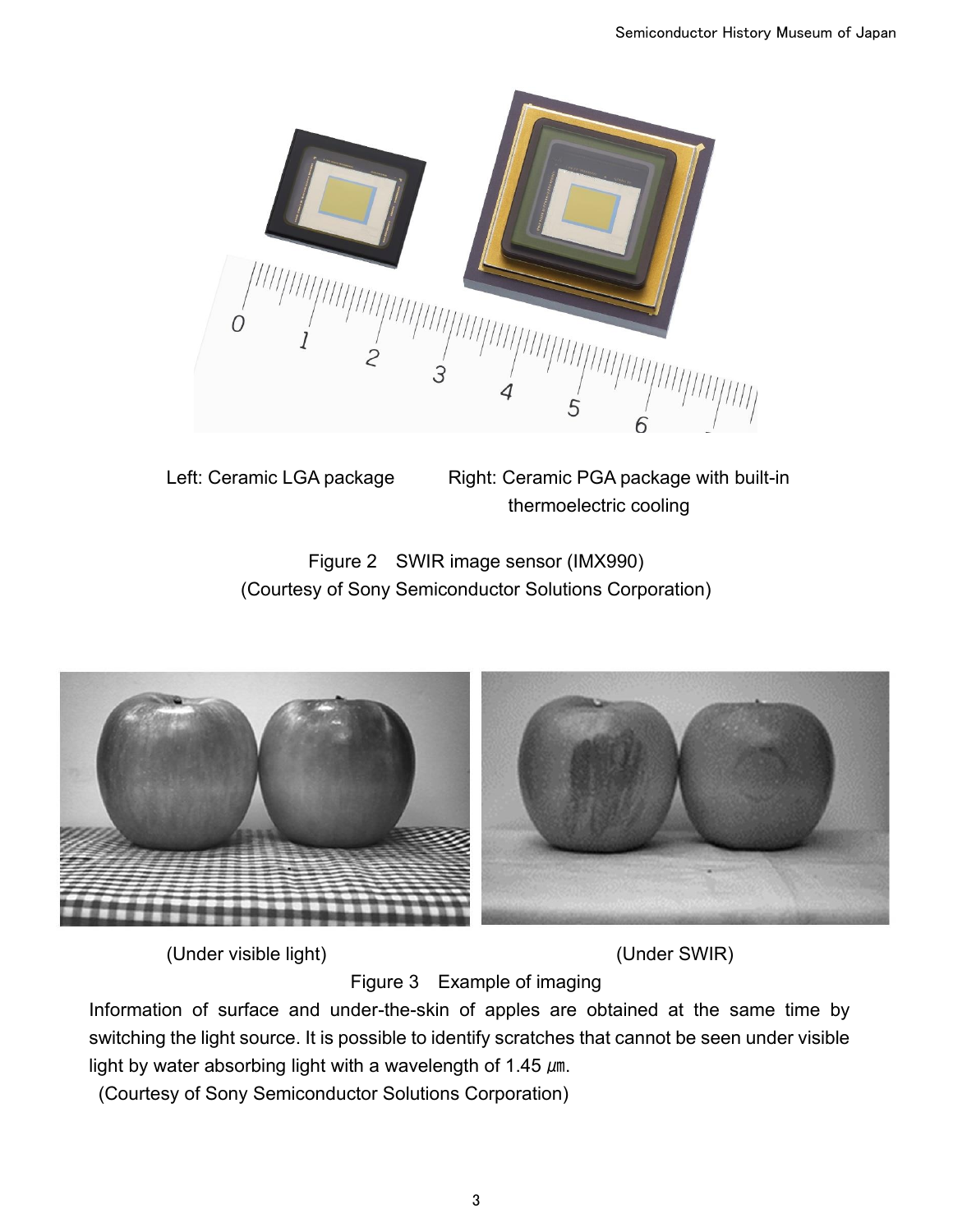Left: Ceramic LGA package　　Right: Ceramic PGA package with built-in thermoelectric cooling

Figure 2　SWIR image sensor (IMX990)
(Courtesy of Sony Semiconductor Solutions Corporation)

(Under visible light)　　(Under SWIR)

Figure 3　Example of imaging

Information of surface and under-the-skin of apples are obtained at the same time by switching the light source. It is possible to identify scratches that cannot be seen under visible light by water absorbing light with a wavelength of 1.45 ㎛.

(Courtesy of Sony Semiconductor Solutions Corporation)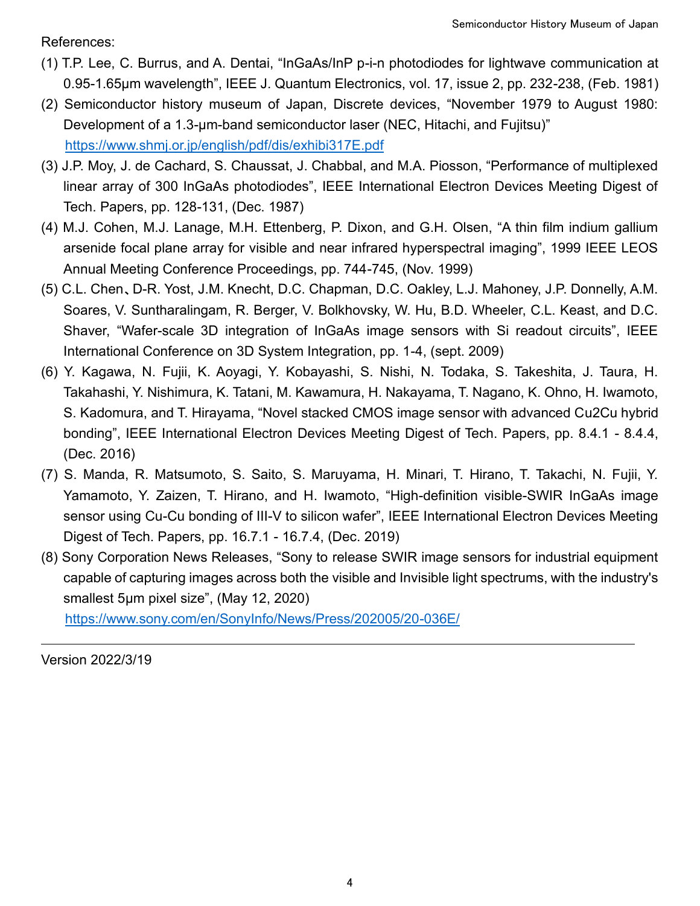References:

(1) T.P. Lee, C. Burrus, and A. Dentai, "InGaAs/InP p-i-n photodiodes for lightwave communication at 0.95-1.65μm wavelength", IEEE J. Quantum Electronics, vol. 17, issue 2, pp. 232-238, (Feb. 1981)

(2) Semiconductor history museum of Japan, Discrete devices, "November 1979 to August 1980: Development of a 1.3-μm-band semiconductor laser (NEC, Hitachi, and Fujitsu)" https://www.shmj.or.jp/english/pdf/dis/exhibi317E.pdf

(3) J.P. Moy, J. de Cachard, S. Chaussat, J. Chabbal, and M.A. Piosson, "Performance of multiplexed linear array of 300 InGaAs photodiodes", IEEE International Electron Devices Meeting Digest of Tech. Papers, pp. 128-131, (Dec. 1987)

(4) M.J. Cohen, M.J. Lanage, M.H. Ettenberg, P. Dixon, and G.H. Olsen, "A thin film indium gallium arsenide focal plane array for visible and near infrared hyperspectral imaging", 1999 IEEE LEOS Annual Meeting Conference Proceedings, pp. 744-745, (Nov. 1999)

(5) C.L. Chen、D-R. Yost, J.M. Knecht, D.C. Chapman, D.C. Oakley, L.J. Mahoney, J.P. Donnelly, A.M. Soares, V. Suntharalingam, R. Berger, V. Bolkhovsky, W. Hu, B.D. Wheeler, C.L. Keast, and D.C. Shaver, "Wafer-scale 3D integration of InGaAs image sensors with Si readout circuits", IEEE International Conference on 3D System Integration, pp. 1-4, (sept. 2009)

(6) Y. Kagawa, N. Fujii, K. Aoyagi, Y. Kobayashi, S. Nishi, N. Todaka, S. Takeshita, J. Taura, H. Takahashi, Y. Nishimura, K. Tatani, M. Kawamura, H. Nakayama, T. Nagano, K. Ohno, H. Iwamoto, S. Kadomura, and T. Hirayama, "Novel stacked CMOS image sensor with advanced Cu2Cu hybrid bonding", IEEE International Electron Devices Meeting Digest of Tech. Papers, pp. 8.4.1 - 8.4.4, (Dec. 2016)

(7) S. Manda, R. Matsumoto, S. Saito, S. Maruyama, H. Minari, T. Hirano, T. Takachi, N. Fujii, Y. Yamamoto, Y. Zaizen, T. Hirano, and H. Iwamoto, "High-definition visible-SWIR InGaAs image sensor using Cu-Cu bonding of III-V to silicon wafer", IEEE International Electron Devices Meeting Digest of Tech. Papers, pp. 16.7.1 - 16.7.4, (Dec. 2019)

(8) Sony Corporation News Releases, "Sony to release SWIR image sensors for industrial equipment capable of capturing images across both the visible and Invisible light spectrums, with the industry's smallest 5μm pixel size", (May 12, 2020) https://www.sony.com/en/SonyInfo/News/Press/202005/20-036E/

---

Version 2022/3/19